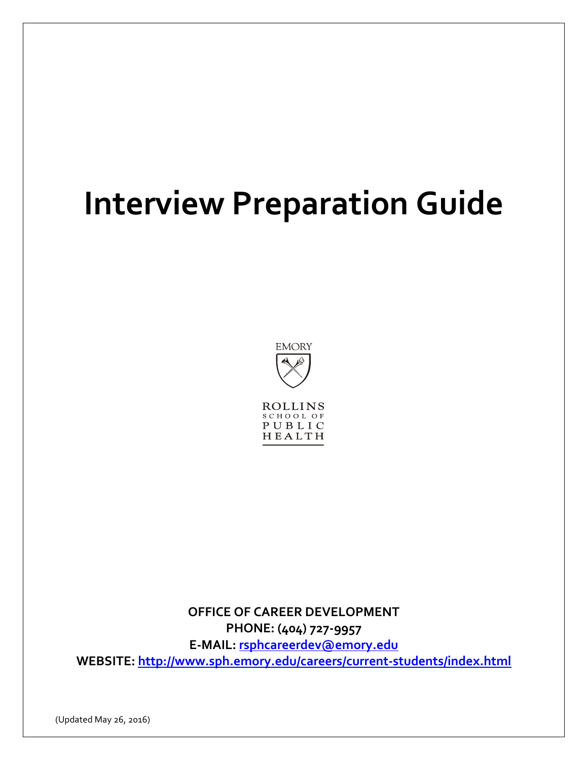# Interview Preparation Guide

EMORY

ROLLINS SCHOOL OF PUBLIC HEALTH

**OFFICE OF CAREER DEVELOPMENT**
**PHONE: (404) 727-9957**
**E-MAIL: [rsphcareerdev@emory.edu](mailto:rsphcareerdev@emory.edu)**
**WEBSITE: [http://www.sph.emory.edu/careers/current-students/index.html](http://www.sph.emory.edu/careers/current-students/index.html)**

(Updated May 26, 2016)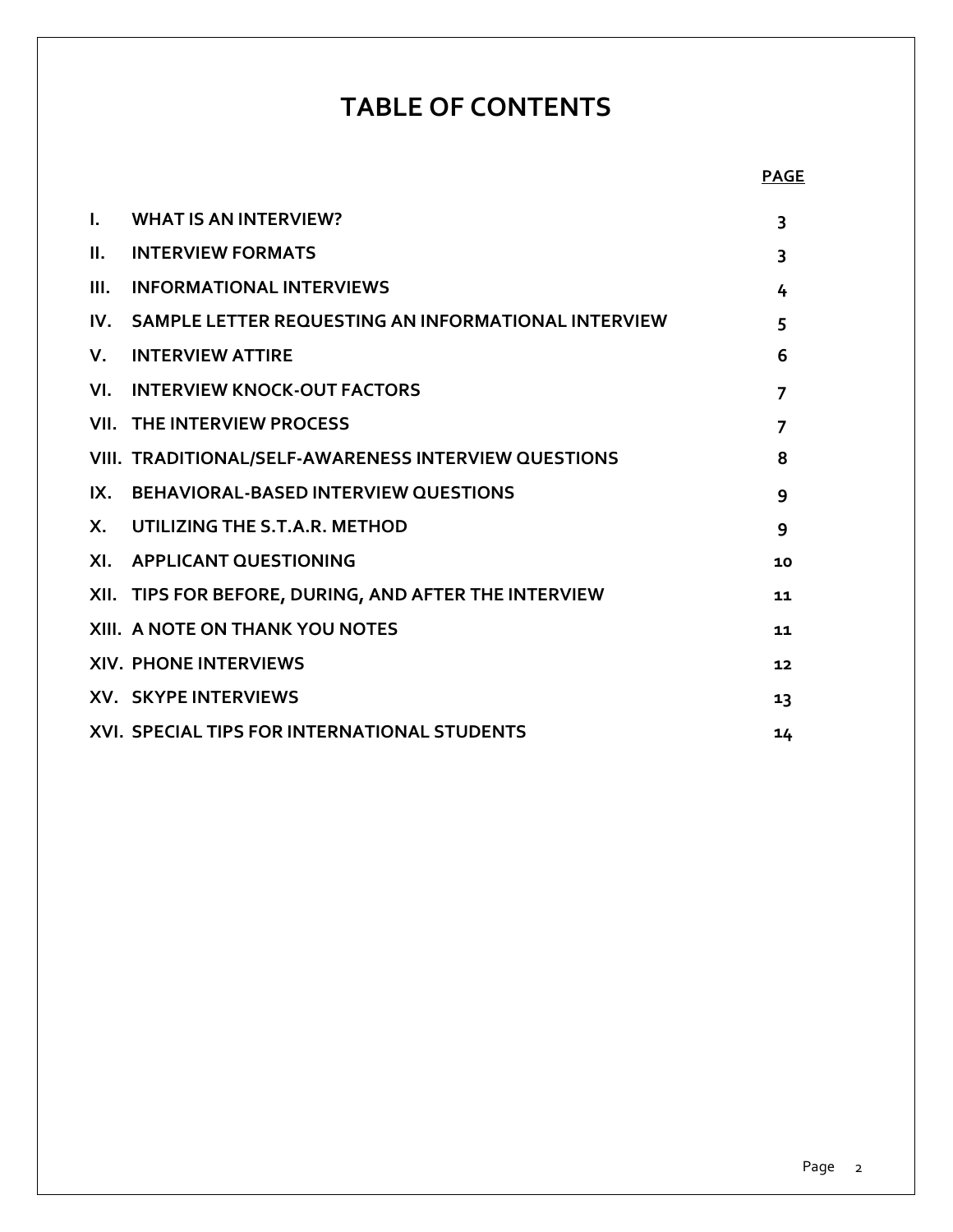# TABLE OF CONTENTS

| | | PAGE |
|---|---|---|
| I. | WHAT IS AN INTERVIEW? | 3 |
| II. | INTERVIEW FORMATS | 3 |
| III. | INFORMATIONAL INTERVIEWS | 4 |
| IV. | SAMPLE LETTER REQUESTING AN INFORMATIONAL INTERVIEW | 5 |
| V. | INTERVIEW ATTIRE | 6 |
| VI. | INTERVIEW KNOCK-OUT FACTORS | 7 |
| VII. | THE INTERVIEW PROCESS | 7 |
| VIII. | TRADITIONAL/SELF-AWARENESS INTERVIEW QUESTIONS | 8 |
| IX. | BEHAVIORAL-BASED INTERVIEW QUESTIONS | 9 |
| X. | UTILIZING THE S.T.A.R. METHOD | 9 |
| XI. | APPLICANT QUESTIONING | 10 |
| XII. | TIPS FOR BEFORE, DURING, AND AFTER THE INTERVIEW | 11 |
| XIII. | A NOTE ON THANK YOU NOTES | 11 |
| XIV. | PHONE INTERVIEWS | 12 |
| XV. | SKYPE INTERVIEWS | 13 |
| XVI. | SPECIAL TIPS FOR INTERNATIONAL STUDENTS | 14 |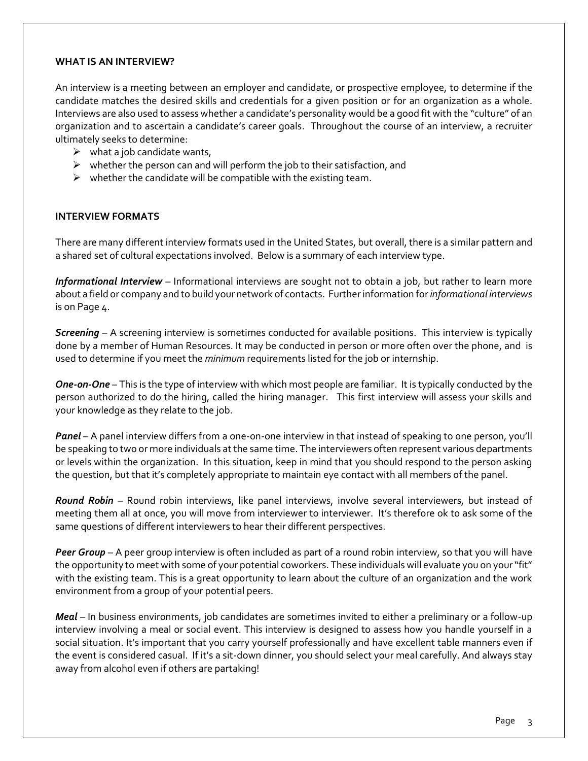## WHAT IS AN INTERVIEW?

An interview is a meeting between an employer and candidate, or prospective employee, to determine if the candidate matches the desired skills and credentials for a given position or for an organization as a whole. Interviews are also used to assess whether a candidate's personality would be a good fit with the "culture" of an organization and to ascertain a candidate's career goals. Throughout the course of an interview, a recruiter ultimately seeks to determine:

- what a job candidate wants,
- whether the person can and will perform the job to their satisfaction, and
- whether the candidate will be compatible with the existing team.

## INTERVIEW FORMATS

There are many different interview formats used in the United States, but overall, there is a similar pattern and a shared set of cultural expectations involved. Below is a summary of each interview type.

***Informational Interview*** – Informational interviews are sought not to obtain a job, but rather to learn more about a field or company and to build your network of contacts. Further information for *informational interviews* is on Page 4.

***Screening*** – A screening interview is sometimes conducted for available positions. This interview is typically done by a member of Human Resources. It may be conducted in person or more often over the phone, and is used to determine if you meet the *minimum* requirements listed for the job or internship.

***One-on-One*** – This is the type of interview with which most people are familiar. It is typically conducted by the person authorized to do the hiring, called the hiring manager. This first interview will assess your skills and your knowledge as they relate to the job.

***Panel*** – A panel interview differs from a one-on-one interview in that instead of speaking to one person, you'll be speaking to two or more individuals at the same time. The interviewers often represent various departments or levels within the organization. In this situation, keep in mind that you should respond to the person asking the question, but that it's completely appropriate to maintain eye contact with all members of the panel.

***Round Robin*** – Round robin interviews, like panel interviews, involve several interviewers, but instead of meeting them all at once, you will move from interviewer to interviewer. It's therefore ok to ask some of the same questions of different interviewers to hear their different perspectives.

***Peer Group*** – A peer group interview is often included as part of a round robin interview, so that you will have the opportunity to meet with some of your potential coworkers. These individuals will evaluate you on your "fit" with the existing team. This is a great opportunity to learn about the culture of an organization and the work environment from a group of your potential peers.

***Meal*** – In business environments, job candidates are sometimes invited to either a preliminary or a follow-up interview involving a meal or social event. This interview is designed to assess how you handle yourself in a social situation. It's important that you carry yourself professionally and have excellent table manners even if the event is considered casual. If it's a sit-down dinner, you should select your meal carefully. And always stay away from alcohol even if others are partaking!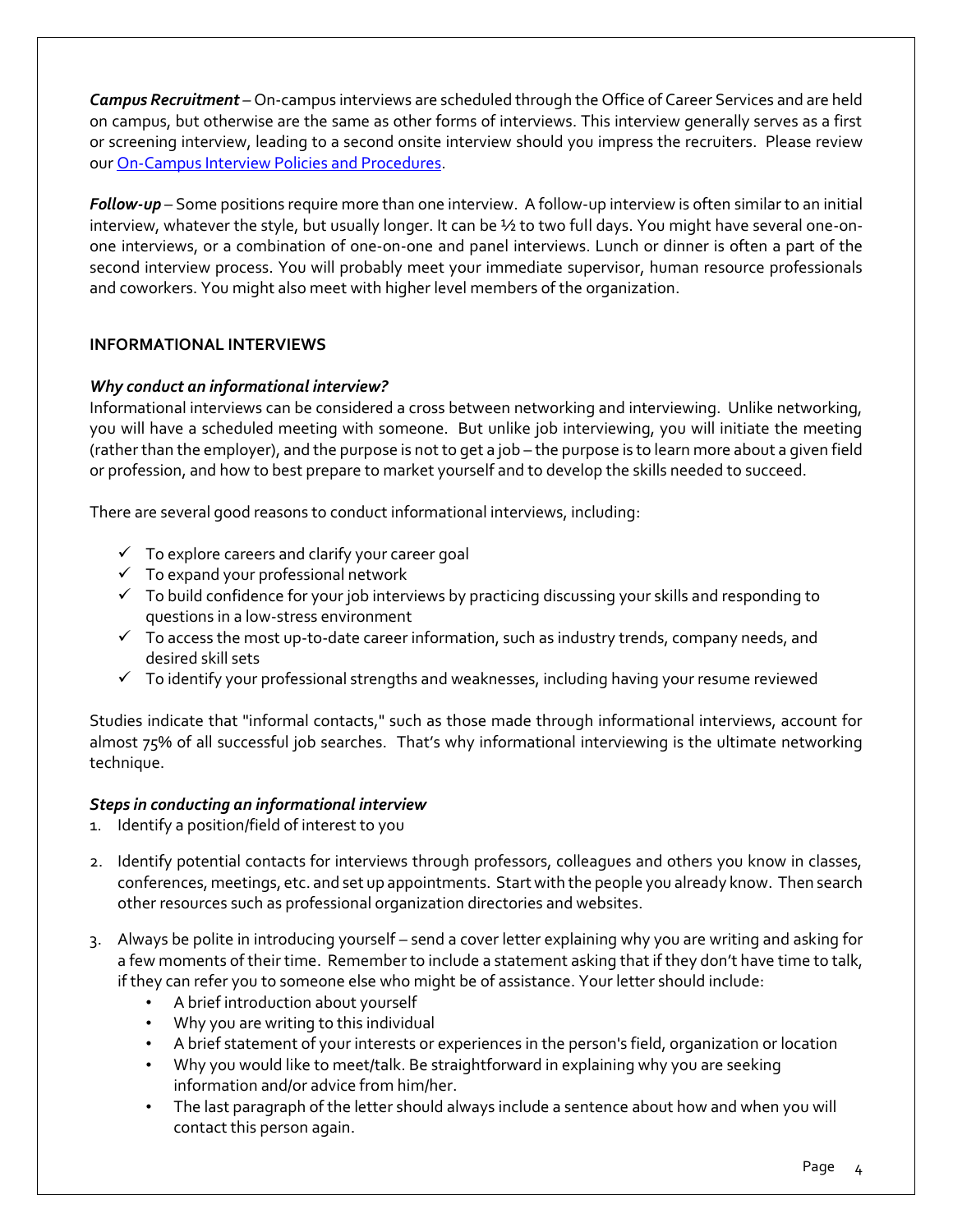***Campus Recruitment*** – On-campus interviews are scheduled through the Office of Career Services and are held on campus, but otherwise are the same as other forms of interviews. This interview generally serves as a first or screening interview, leading to a second onsite interview should you impress the recruiters. Please review our On-Campus Interview Policies and Procedures.

***Follow-up*** – Some positions require more than one interview. A follow-up interview is often similar to an initial interview, whatever the style, but usually longer. It can be ½ to two full days. You might have several one-on-one interviews, or a combination of one-on-one and panel interviews. Lunch or dinner is often a part of the second interview process. You will probably meet your immediate supervisor, human resource professionals and coworkers. You might also meet with higher level members of the organization.

**INFORMATIONAL INTERVIEWS**

***Why conduct an informational interview?***

Informational interviews can be considered a cross between networking and interviewing. Unlike networking, you will have a scheduled meeting with someone. But unlike job interviewing, you will initiate the meeting (rather than the employer), and the purpose is not to get a job – the purpose is to learn more about a given field or profession, and how to best prepare to market yourself and to develop the skills needed to succeed.

There are several good reasons to conduct informational interviews, including:

- ✓ To explore careers and clarify your career goal
- ✓ To expand your professional network
- ✓ To build confidence for your job interviews by practicing discussing your skills and responding to questions in a low-stress environment
- ✓ To access the most up-to-date career information, such as industry trends, company needs, and desired skill sets
- ✓ To identify your professional strengths and weaknesses, including having your resume reviewed

Studies indicate that "informal contacts," such as those made through informational interviews, account for almost 75% of all successful job searches. That's why informational interviewing is the ultimate networking technique.

***Steps in conducting an informational interview***

1. Identify a position/field of interest to you
2. Identify potential contacts for interviews through professors, colleagues and others you know in classes, conferences, meetings, etc. and set up appointments. Start with the people you already know. Then search other resources such as professional organization directories and websites.
3. Always be polite in introducing yourself – send a cover letter explaining why you are writing and asking for a few moments of their time. Remember to include a statement asking that if they don't have time to talk, if they can refer you to someone else who might be of assistance. Your letter should include:
   - A brief introduction about yourself
   - Why you are writing to this individual
   - A brief statement of your interests or experiences in the person's field, organization or location
   - Why you would like to meet/talk. Be straightforward in explaining why you are seeking information and/or advice from him/her.
   - The last paragraph of the letter should always include a sentence about how and when you will contact this person again.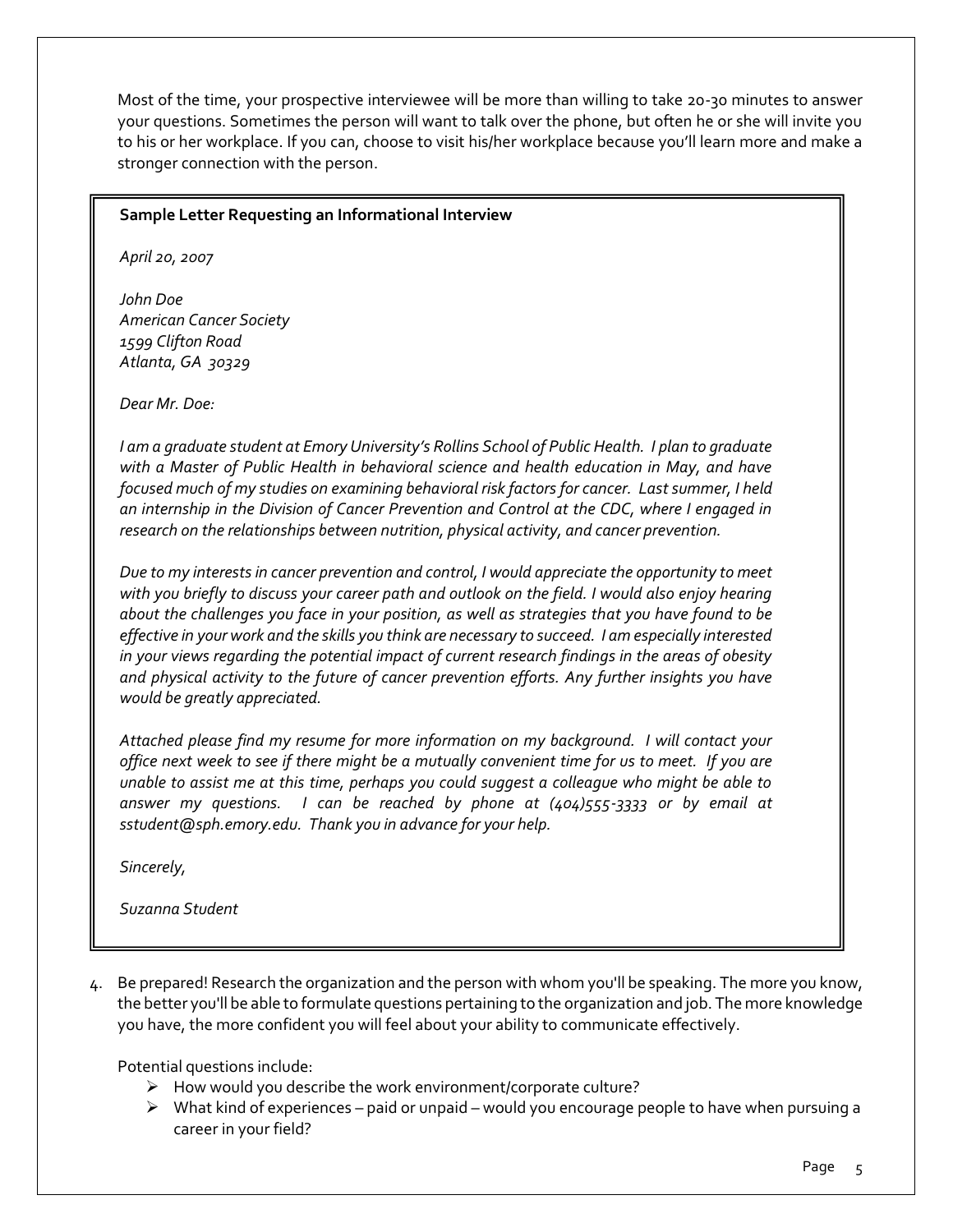Most of the time, your prospective interviewee will be more than willing to take 20-30 minutes to answer your questions. Sometimes the person will want to talk over the phone, but often he or she will invite you to his or her workplace. If you can, choose to visit his/her workplace because you'll learn more and make a stronger connection with the person.

> **Sample Letter Requesting an Informational Interview**
>
> *April 20, 2007*
>
> *John Doe*
> *American Cancer Society*
> *1599 Clifton Road*
> *Atlanta, GA 30329*
>
> *Dear Mr. Doe:*
>
> *I am a graduate student at Emory University's Rollins School of Public Health. I plan to graduate with a Master of Public Health in behavioral science and health education in May, and have focused much of my studies on examining behavioral risk factors for cancer. Last summer, I held an internship in the Division of Cancer Prevention and Control at the CDC, where I engaged in research on the relationships between nutrition, physical activity, and cancer prevention.*
>
> *Due to my interests in cancer prevention and control, I would appreciate the opportunity to meet with you briefly to discuss your career path and outlook on the field. I would also enjoy hearing about the challenges you face in your position, as well as strategies that you have found to be effective in your work and the skills you think are necessary to succeed. I am especially interested in your views regarding the potential impact of current research findings in the areas of obesity and physical activity to the future of cancer prevention efforts. Any further insights you have would be greatly appreciated.*
>
> *Attached please find my resume for more information on my background. I will contact your office next week to see if there might be a mutually convenient time for us to meet. If you are unable to assist me at this time, perhaps you could suggest a colleague who might be able to answer my questions. I can be reached by phone at (404)555-3333 or by email at sstudent@sph.emory.edu. Thank you in advance for your help.*
>
> *Sincerely,*
>
> *Suzanna Student*

4. Be prepared! Research the organization and the person with whom you'll be speaking. The more you know, the better you'll be able to formulate questions pertaining to the organization and job. The more knowledge you have, the more confident you will feel about your ability to communicate effectively.

   Potential questions include:

   - How would you describe the work environment/corporate culture?
   - What kind of experiences – paid or unpaid – would you encourage people to have when pursuing a career in your field?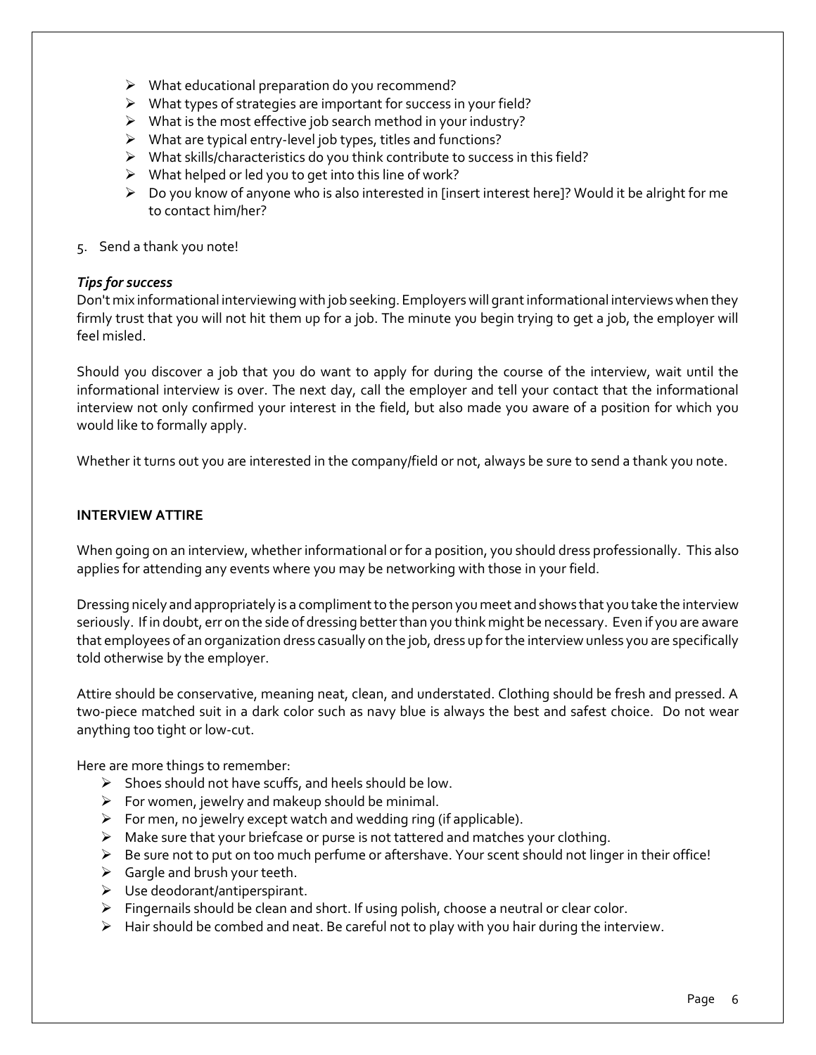- What educational preparation do you recommend?
- What types of strategies are important for success in your field?
- What is the most effective job search method in your industry?
- What are typical entry-level job types, titles and functions?
- What skills/characteristics do you think contribute to success in this field?
- What helped or led you to get into this line of work?
- Do you know of anyone who is also interested in [insert interest here]? Would it be alright for me to contact him/her?

5. Send a thank you note!

***Tips for success***

Don't mix informational interviewing with job seeking. Employers will grant informational interviews when they firmly trust that you will not hit them up for a job. The minute you begin trying to get a job, the employer will feel misled.

Should you discover a job that you do want to apply for during the course of the interview, wait until the informational interview is over. The next day, call the employer and tell your contact that the informational interview not only confirmed your interest in the field, but also made you aware of a position for which you would like to formally apply.

Whether it turns out you are interested in the company/field or not, always be sure to send a thank you note.

## INTERVIEW ATTIRE

When going on an interview, whether informational or for a position, you should dress professionally. This also applies for attending any events where you may be networking with those in your field.

Dressing nicely and appropriately is a compliment to the person you meet and shows that you take the interview seriously. If in doubt, err on the side of dressing better than you think might be necessary. Even if you are aware that employees of an organization dress casually on the job, dress up for the interview unless you are specifically told otherwise by the employer.

Attire should be conservative, meaning neat, clean, and understated. Clothing should be fresh and pressed. A two-piece matched suit in a dark color such as navy blue is always the best and safest choice. Do not wear anything too tight or low-cut.

Here are more things to remember:

- Shoes should not have scuffs, and heels should be low.
- For women, jewelry and makeup should be minimal.
- For men, no jewelry except watch and wedding ring (if applicable).
- Make sure that your briefcase or purse is not tattered and matches your clothing.
- Be sure not to put on too much perfume or aftershave. Your scent should not linger in their office!
- Gargle and brush your teeth.
- Use deodorant/antiperspirant.
- Fingernails should be clean and short. If using polish, choose a neutral or clear color.
- Hair should be combed and neat. Be careful not to play with you hair during the interview.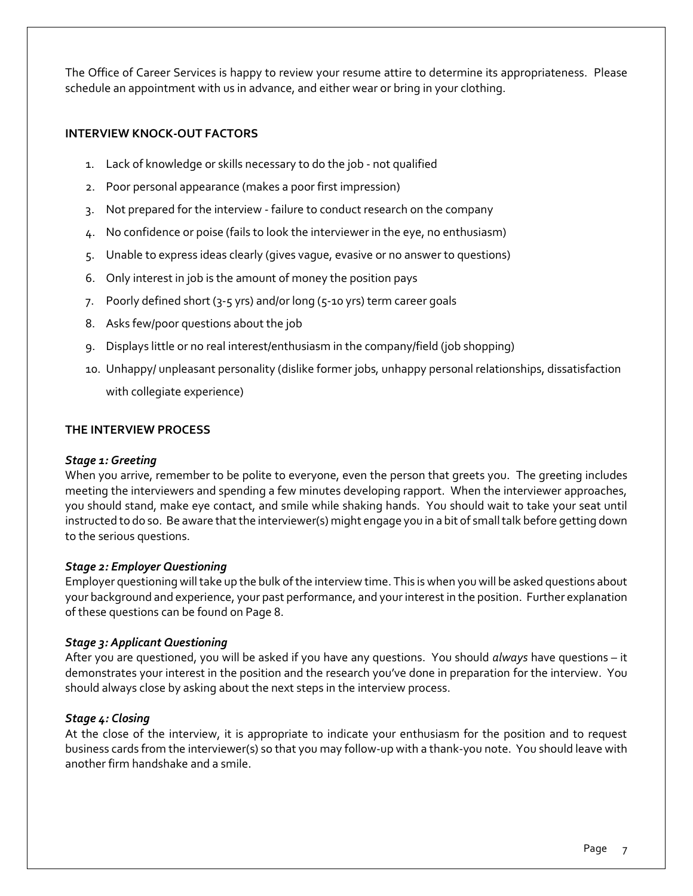The Office of Career Services is happy to review your resume attire to determine its appropriateness. Please schedule an appointment with us in advance, and either wear or bring in your clothing.

## INTERVIEW KNOCK-OUT FACTORS

1. Lack of knowledge or skills necessary to do the job - not qualified
2. Poor personal appearance (makes a poor first impression)
3. Not prepared for the interview - failure to conduct research on the company
4. No confidence or poise (fails to look the interviewer in the eye, no enthusiasm)
5. Unable to express ideas clearly (gives vague, evasive or no answer to questions)
6. Only interest in job is the amount of money the position pays
7. Poorly defined short (3-5 yrs) and/or long (5-10 yrs) term career goals
8. Asks few/poor questions about the job
9. Displays little or no real interest/enthusiasm in the company/field (job shopping)
10. Unhappy/ unpleasant personality (dislike former jobs, unhappy personal relationships, dissatisfaction with collegiate experience)

## THE INTERVIEW PROCESS

***Stage 1: Greeting***

When you arrive, remember to be polite to everyone, even the person that greets you. The greeting includes meeting the interviewers and spending a few minutes developing rapport. When the interviewer approaches, you should stand, make eye contact, and smile while shaking hands. You should wait to take your seat until instructed to do so. Be aware that the interviewer(s) might engage you in a bit of small talk before getting down to the serious questions.

***Stage 2: Employer Questioning***

Employer questioning will take up the bulk of the interview time. This is when you will be asked questions about your background and experience, your past performance, and your interest in the position. Further explanation of these questions can be found on Page 8.

***Stage 3: Applicant Questioning***

After you are questioned, you will be asked if you have any questions. You should *always* have questions – it demonstrates your interest in the position and the research you've done in preparation for the interview. You should always close by asking about the next steps in the interview process.

***Stage 4: Closing***

At the close of the interview, it is appropriate to indicate your enthusiasm for the position and to request business cards from the interviewer(s) so that you may follow-up with a thank-you note. You should leave with another firm handshake and a smile.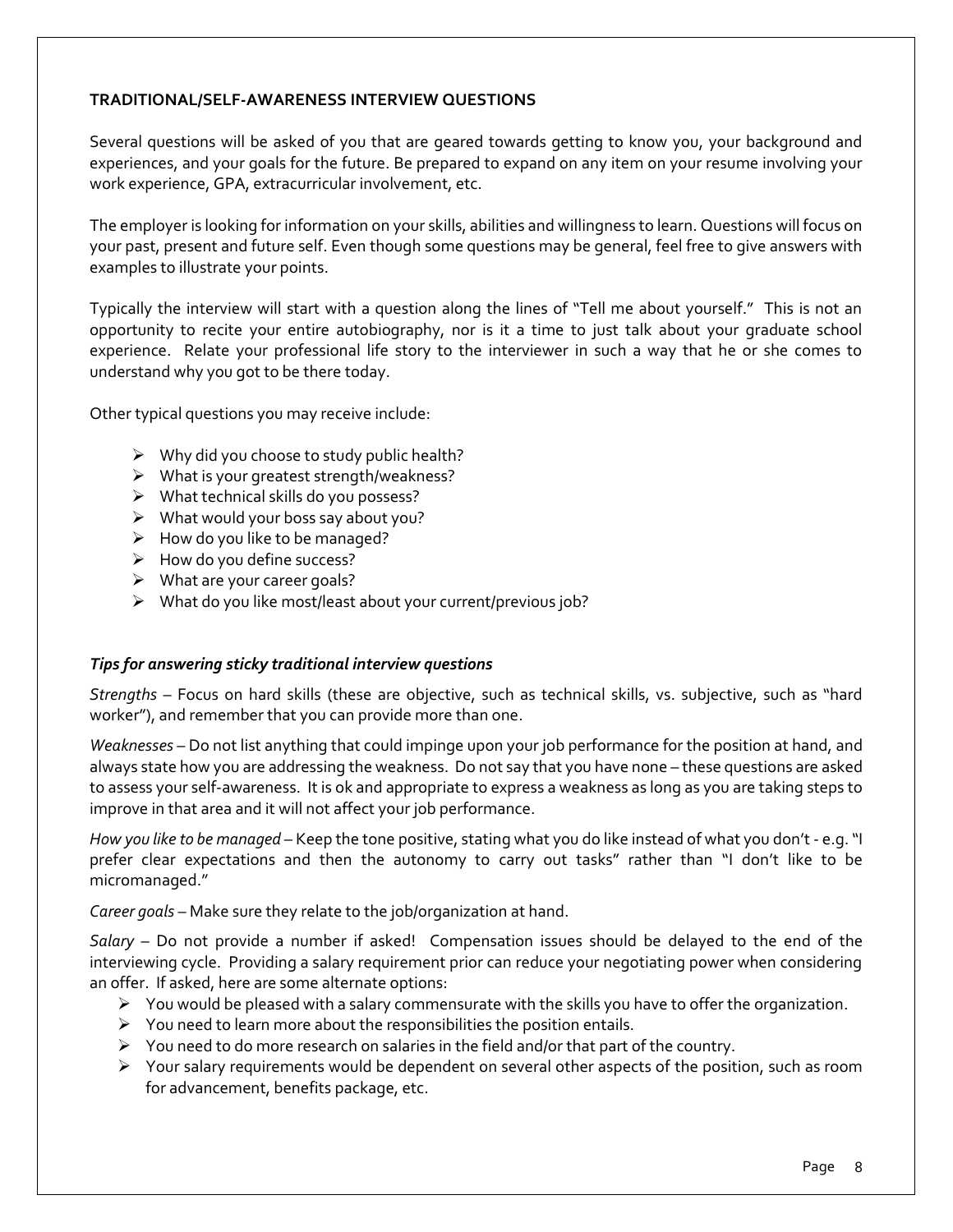**TRADITIONAL/SELF-AWARENESS INTERVIEW QUESTIONS**

Several questions will be asked of you that are geared towards getting to know you, your background and experiences, and your goals for the future. Be prepared to expand on any item on your resume involving your work experience, GPA, extracurricular involvement, etc.

The employer is looking for information on your skills, abilities and willingness to learn. Questions will focus on your past, present and future self. Even though some questions may be general, feel free to give answers with examples to illustrate your points.

Typically the interview will start with a question along the lines of "Tell me about yourself." This is not an opportunity to recite your entire autobiography, nor is it a time to just talk about your graduate school experience. Relate your professional life story to the interviewer in such a way that he or she comes to understand why you got to be there today.

Other typical questions you may receive include:

- Why did you choose to study public health?
- What is your greatest strength/weakness?
- What technical skills do you possess?
- What would your boss say about you?
- How do you like to be managed?
- How do you define success?
- What are your career goals?
- What do you like most/least about your current/previous job?

***Tips for answering sticky traditional interview questions***

*Strengths* – Focus on hard skills (these are objective, such as technical skills, vs. subjective, such as "hard worker"), and remember that you can provide more than one.

*Weaknesses* – Do not list anything that could impinge upon your job performance for the position at hand, and always state how you are addressing the weakness. Do not say that you have none – these questions are asked to assess your self-awareness. It is ok and appropriate to express a weakness as long as you are taking steps to improve in that area and it will not affect your job performance.

*How you like to be managed* – Keep the tone positive, stating what you do like instead of what you don't - e.g. "I prefer clear expectations and then the autonomy to carry out tasks" rather than "I don't like to be micromanaged."

*Career goals* – Make sure they relate to the job/organization at hand.

*Salary* – Do not provide a number if asked! Compensation issues should be delayed to the end of the interviewing cycle. Providing a salary requirement prior can reduce your negotiating power when considering an offer. If asked, here are some alternate options:

- You would be pleased with a salary commensurate with the skills you have to offer the organization.
- You need to learn more about the responsibilities the position entails.
- You need to do more research on salaries in the field and/or that part of the country.
- Your salary requirements would be dependent on several other aspects of the position, such as room for advancement, benefits package, etc.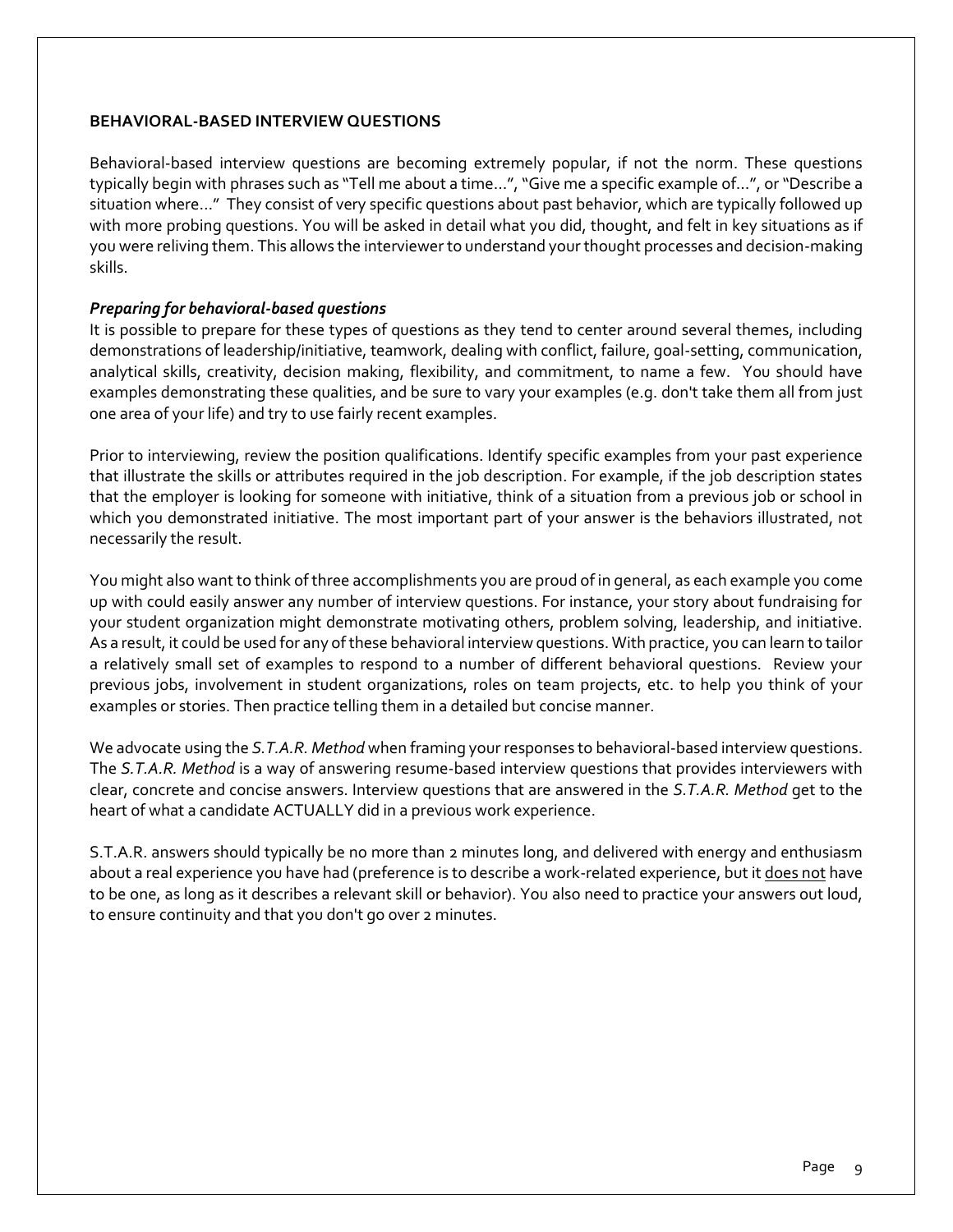## BEHAVIORAL-BASED INTERVIEW QUESTIONS

Behavioral-based interview questions are becoming extremely popular, if not the norm. These questions typically begin with phrases such as "Tell me about a time…", "Give me a specific example of…", or "Describe a situation where…" They consist of very specific questions about past behavior, which are typically followed up with more probing questions. You will be asked in detail what you did, thought, and felt in key situations as if you were reliving them. This allows the interviewer to understand your thought processes and decision-making skills.

### *Preparing for behavioral-based questions*

It is possible to prepare for these types of questions as they tend to center around several themes, including demonstrations of leadership/initiative, teamwork, dealing with conflict, failure, goal-setting, communication, analytical skills, creativity, decision making, flexibility, and commitment, to name a few. You should have examples demonstrating these qualities, and be sure to vary your examples (e.g. don't take them all from just one area of your life) and try to use fairly recent examples.

Prior to interviewing, review the position qualifications. Identify specific examples from your past experience that illustrate the skills or attributes required in the job description. For example, if the job description states that the employer is looking for someone with initiative, think of a situation from a previous job or school in which you demonstrated initiative. The most important part of your answer is the behaviors illustrated, not necessarily the result.

You might also want to think of three accomplishments you are proud of in general, as each example you come up with could easily answer any number of interview questions. For instance, your story about fundraising for your student organization might demonstrate motivating others, problem solving, leadership, and initiative. As a result, it could be used for any of these behavioral interview questions. With practice, you can learn to tailor a relatively small set of examples to respond to a number of different behavioral questions. Review your previous jobs, involvement in student organizations, roles on team projects, etc. to help you think of your examples or stories. Then practice telling them in a detailed but concise manner.

We advocate using the *S.T.A.R. Method* when framing your responses to behavioral-based interview questions. The *S.T.A.R. Method* is a way of answering resume-based interview questions that provides interviewers with clear, concrete and concise answers. Interview questions that are answered in the *S.T.A.R. Method* get to the heart of what a candidate ACTUALLY did in a previous work experience.

S.T.A.R. answers should typically be no more than 2 minutes long, and delivered with energy and enthusiasm about a real experience you have had (preference is to describe a work-related experience, but it <u>does not</u> have to be one, as long as it describes a relevant skill or behavior). You also need to practice your answers out loud, to ensure continuity and that you don't go over 2 minutes.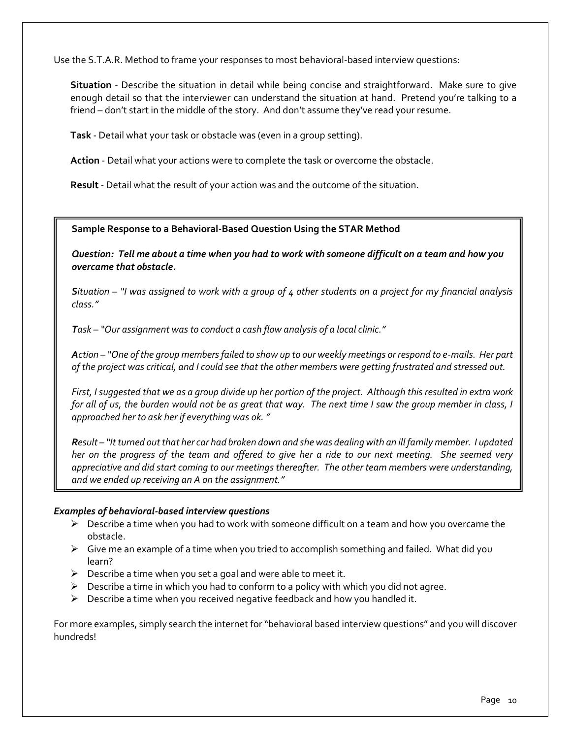Use the S.T.A.R. Method to frame your responses to most behavioral-based interview questions:

**Situation** - Describe the situation in detail while being concise and straightforward. Make sure to give enough detail so that the interviewer can understand the situation at hand. Pretend you're talking to a friend – don't start in the middle of the story. And don't assume they've read your resume.

**Task** - Detail what your task or obstacle was (even in a group setting).

**Action** - Detail what your actions were to complete the task or overcome the obstacle.

**Result** - Detail what the result of your action was and the outcome of the situation.

---

**Sample Response to a Behavioral-Based Question Using the STAR Method**

***Question: Tell me about a time when you had to work with someone difficult on a team and how you overcame that obstacle.***

***S****ituation – "I was assigned to work with a group of 4 other students on a project for my financial analysis class."*

***T****ask – "Our assignment was to conduct a cash flow analysis of a local clinic."*

***A****ction – "One of the group members failed to show up to our weekly meetings or respond to e-mails. Her part of the project was critical, and I could see that the other members were getting frustrated and stressed out.*

*First, I suggested that we as a group divide up her portion of the project. Although this resulted in extra work for all of us, the burden would not be as great that way. The next time I saw the group member in class, I approached her to ask her if everything was ok. "*

***R****esult – "It turned out that her car had broken down and she was dealing with an ill family member. I updated her on the progress of the team and offered to give her a ride to our next meeting. She seemed very appreciative and did start coming to our meetings thereafter. The other team members were understanding, and we ended up receiving an A on the assignment."*

---

***Examples of behavioral-based interview questions***

- Describe a time when you had to work with someone difficult on a team and how you overcame the obstacle.
- Give me an example of a time when you tried to accomplish something and failed. What did you learn?
- Describe a time when you set a goal and were able to meet it.
- Describe a time in which you had to conform to a policy with which you did not agree.
- Describe a time when you received negative feedback and how you handled it.

For more examples, simply search the internet for "behavioral based interview questions" and you will discover hundreds!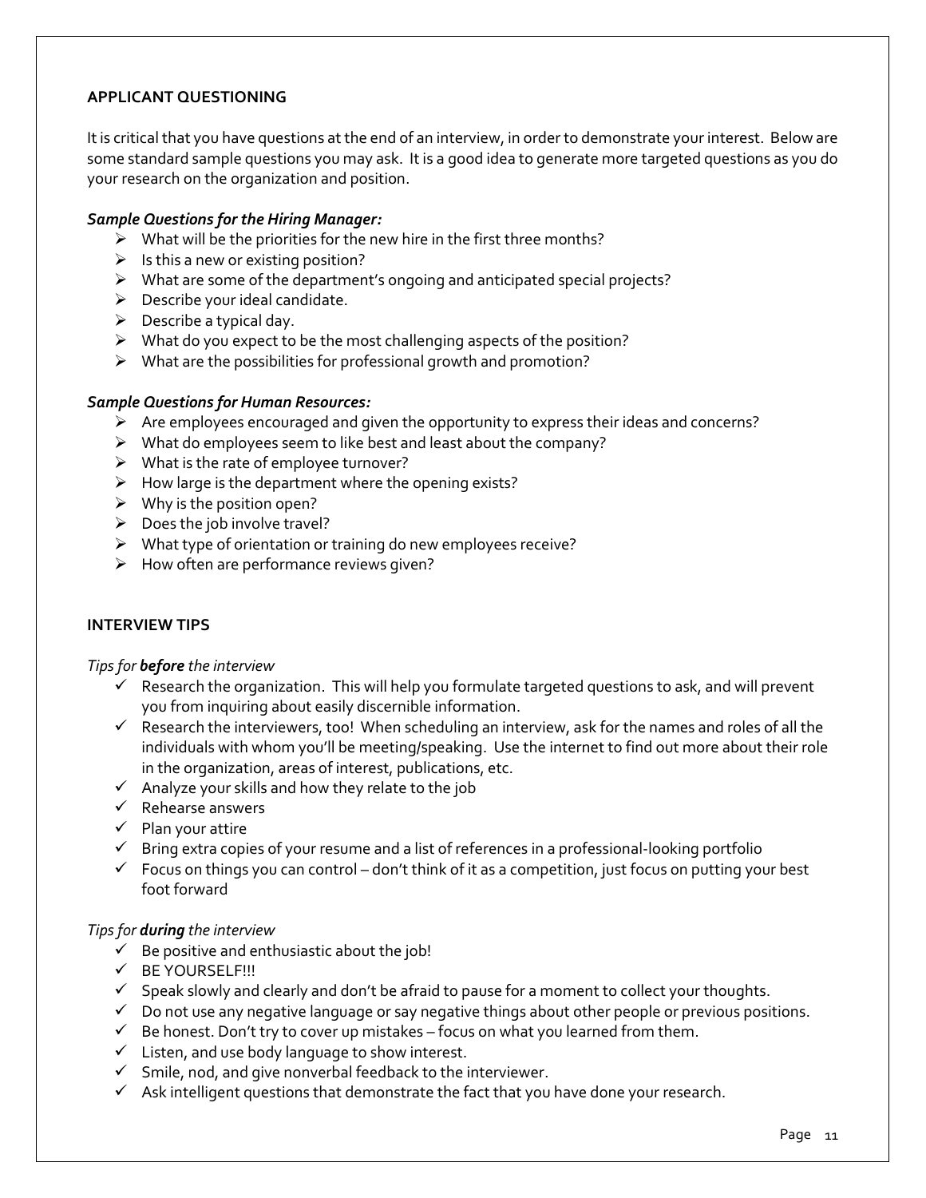## APPLICANT QUESTIONING

It is critical that you have questions at the end of an interview, in order to demonstrate your interest. Below are some standard sample questions you may ask. It is a good idea to generate more targeted questions as you do your research on the organization and position.

### *Sample Questions for the Hiring Manager:*

- What will be the priorities for the new hire in the first three months?
- Is this a new or existing position?
- What are some of the department's ongoing and anticipated special projects?
- Describe your ideal candidate.
- Describe a typical day.
- What do you expect to be the most challenging aspects of the position?
- What are the possibilities for professional growth and promotion?

### *Sample Questions for Human Resources:*

- Are employees encouraged and given the opportunity to express their ideas and concerns?
- What do employees seem to like best and least about the company?
- What is the rate of employee turnover?
- How large is the department where the opening exists?
- Why is the position open?
- Does the job involve travel?
- What type of orientation or training do new employees receive?
- How often are performance reviews given?

## INTERVIEW TIPS

*Tips for **before** the interview*

- ✓ Research the organization. This will help you formulate targeted questions to ask, and will prevent you from inquiring about easily discernible information.
- ✓ Research the interviewers, too! When scheduling an interview, ask for the names and roles of all the individuals with whom you'll be meeting/speaking. Use the internet to find out more about their role in the organization, areas of interest, publications, etc.
- ✓ Analyze your skills and how they relate to the job
- ✓ Rehearse answers
- ✓ Plan your attire
- ✓ Bring extra copies of your resume and a list of references in a professional-looking portfolio
- ✓ Focus on things you can control – don't think of it as a competition, just focus on putting your best foot forward

*Tips for **during** the interview*

- ✓ Be positive and enthusiastic about the job!
- ✓ BE YOURSELF!!!
- ✓ Speak slowly and clearly and don't be afraid to pause for a moment to collect your thoughts.
- ✓ Do not use any negative language or say negative things about other people or previous positions.
- ✓ Be honest. Don't try to cover up mistakes – focus on what you learned from them.
- ✓ Listen, and use body language to show interest.
- ✓ Smile, nod, and give nonverbal feedback to the interviewer.
- ✓ Ask intelligent questions that demonstrate the fact that you have done your research.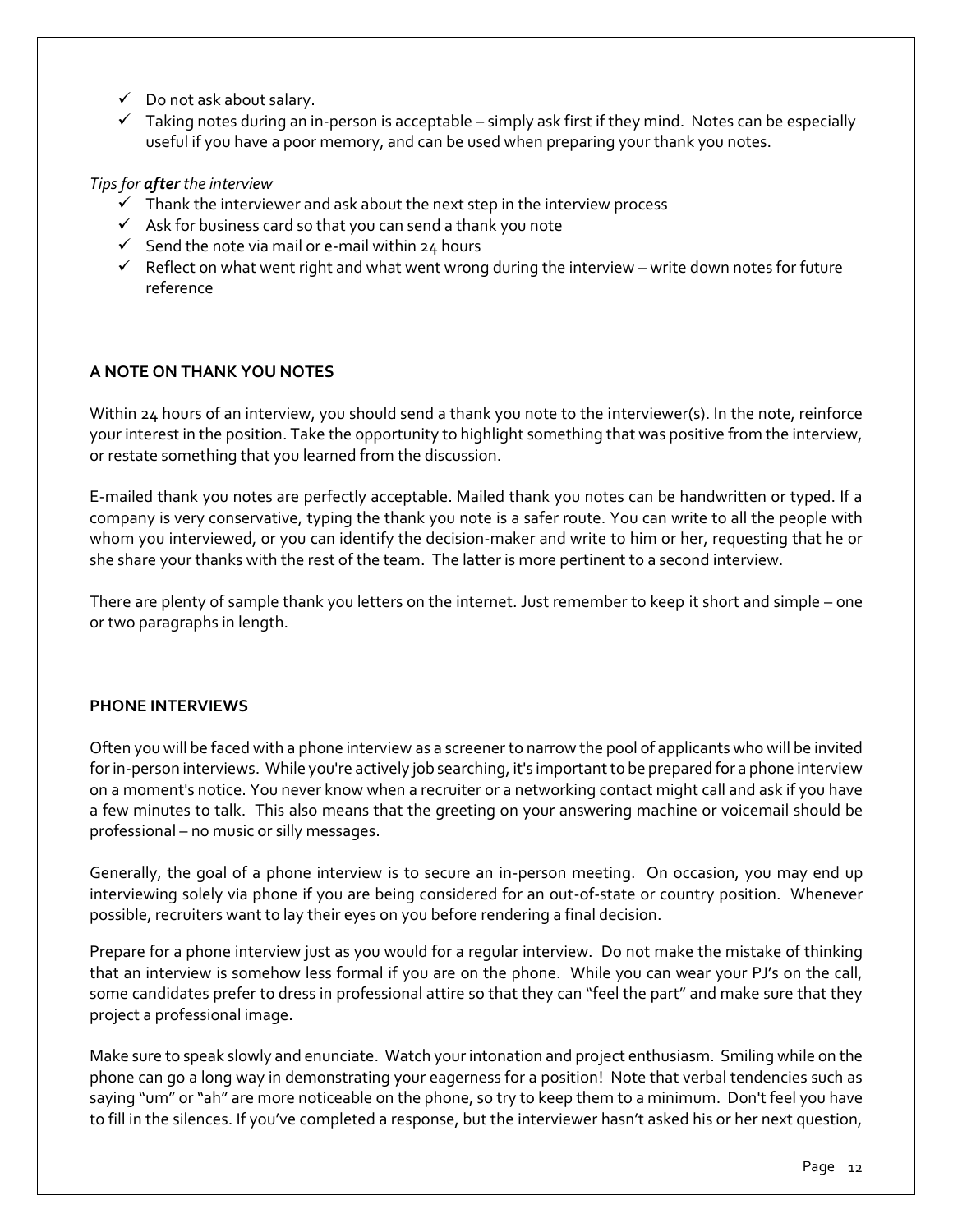- ✓ Do not ask about salary.
- ✓ Taking notes during an in-person is acceptable – simply ask first if they mind. Notes can be especially useful if you have a poor memory, and can be used when preparing your thank you notes.

*Tips for* ***after*** *the interview*

- ✓ Thank the interviewer and ask about the next step in the interview process
- ✓ Ask for business card so that you can send a thank you note
- ✓ Send the note via mail or e-mail within 24 hours
- ✓ Reflect on what went right and what went wrong during the interview – write down notes for future reference

**A NOTE ON THANK YOU NOTES**

Within 24 hours of an interview, you should send a thank you note to the interviewer(s). In the note, reinforce your interest in the position. Take the opportunity to highlight something that was positive from the interview, or restate something that you learned from the discussion.

E-mailed thank you notes are perfectly acceptable. Mailed thank you notes can be handwritten or typed. If a company is very conservative, typing the thank you note is a safer route. You can write to all the people with whom you interviewed, or you can identify the decision-maker and write to him or her, requesting that he or she share your thanks with the rest of the team. The latter is more pertinent to a second interview.

There are plenty of sample thank you letters on the internet. Just remember to keep it short and simple – one or two paragraphs in length.

**PHONE INTERVIEWS**

Often you will be faced with a phone interview as a screener to narrow the pool of applicants who will be invited for in-person interviews. While you're actively job searching, it's important to be prepared for a phone interview on a moment's notice. You never know when a recruiter or a networking contact might call and ask if you have a few minutes to talk. This also means that the greeting on your answering machine or voicemail should be professional – no music or silly messages.

Generally, the goal of a phone interview is to secure an in-person meeting. On occasion, you may end up interviewing solely via phone if you are being considered for an out-of-state or country position. Whenever possible, recruiters want to lay their eyes on you before rendering a final decision.

Prepare for a phone interview just as you would for a regular interview. Do not make the mistake of thinking that an interview is somehow less formal if you are on the phone. While you can wear your PJ's on the call, some candidates prefer to dress in professional attire so that they can "feel the part" and make sure that they project a professional image.

Make sure to speak slowly and enunciate. Watch your intonation and project enthusiasm. Smiling while on the phone can go a long way in demonstrating your eagerness for a position! Note that verbal tendencies such as saying "um" or "ah" are more noticeable on the phone, so try to keep them to a minimum. Don't feel you have to fill in the silences. If you've completed a response, but the interviewer hasn't asked his or her next question,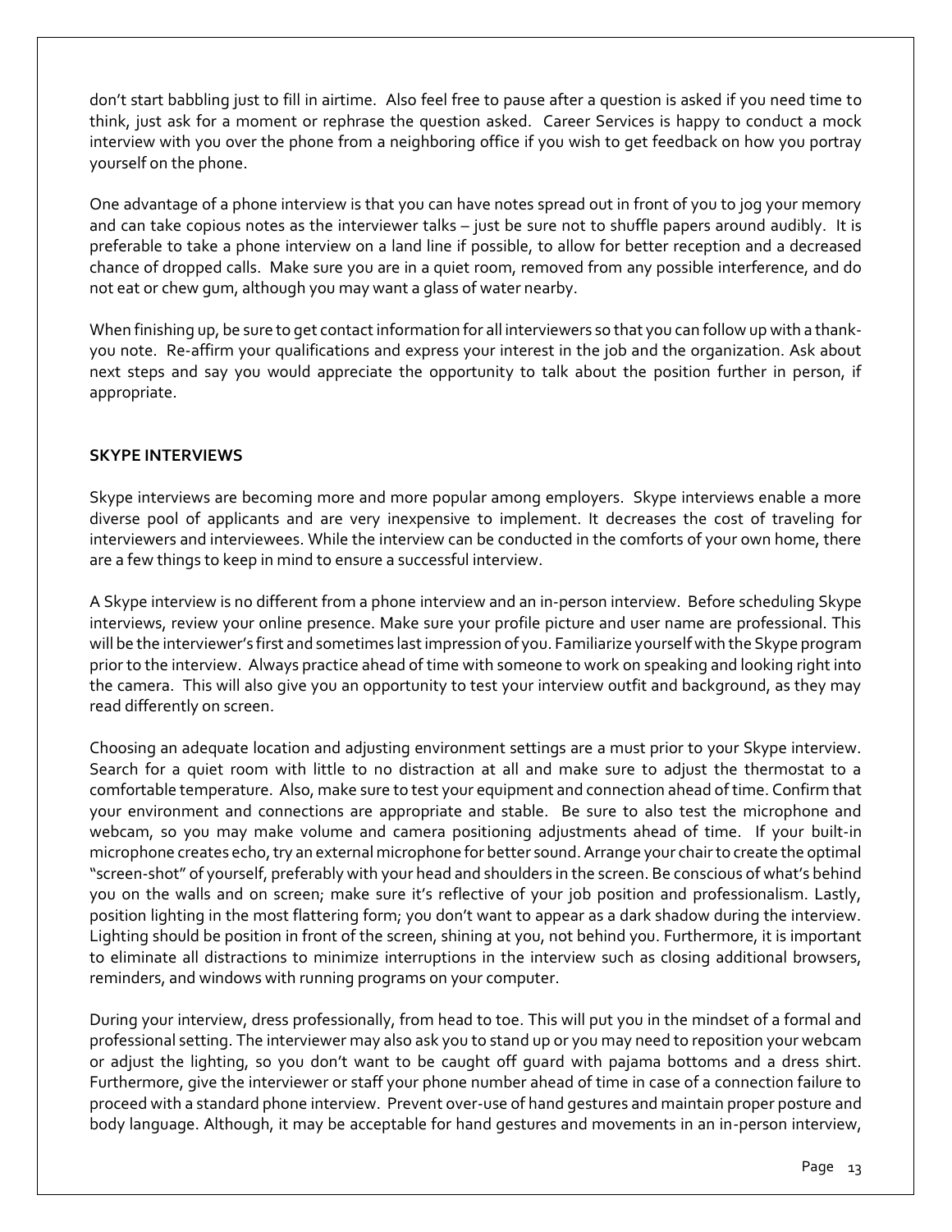don't start babbling just to fill in airtime. Also feel free to pause after a question is asked if you need time to think, just ask for a moment or rephrase the question asked. Career Services is happy to conduct a mock interview with you over the phone from a neighboring office if you wish to get feedback on how you portray yourself on the phone.

One advantage of a phone interview is that you can have notes spread out in front of you to jog your memory and can take copious notes as the interviewer talks – just be sure not to shuffle papers around audibly. It is preferable to take a phone interview on a land line if possible, to allow for better reception and a decreased chance of dropped calls. Make sure you are in a quiet room, removed from any possible interference, and do not eat or chew gum, although you may want a glass of water nearby.

When finishing up, be sure to get contact information for all interviewers so that you can follow up with a thank-you note. Re-affirm your qualifications and express your interest in the job and the organization. Ask about next steps and say you would appreciate the opportunity to talk about the position further in person, if appropriate.

**SKYPE INTERVIEWS**

Skype interviews are becoming more and more popular among employers. Skype interviews enable a more diverse pool of applicants and are very inexpensive to implement. It decreases the cost of traveling for interviewers and interviewees. While the interview can be conducted in the comforts of your own home, there are a few things to keep in mind to ensure a successful interview.

A Skype interview is no different from a phone interview and an in-person interview. Before scheduling Skype interviews, review your online presence. Make sure your profile picture and user name are professional. This will be the interviewer's first and sometimes last impression of you. Familiarize yourself with the Skype program prior to the interview. Always practice ahead of time with someone to work on speaking and looking right into the camera. This will also give you an opportunity to test your interview outfit and background, as they may read differently on screen.

Choosing an adequate location and adjusting environment settings are a must prior to your Skype interview. Search for a quiet room with little to no distraction at all and make sure to adjust the thermostat to a comfortable temperature. Also, make sure to test your equipment and connection ahead of time. Confirm that your environment and connections are appropriate and stable. Be sure to also test the microphone and webcam, so you may make volume and camera positioning adjustments ahead of time. If your built-in microphone creates echo, try an external microphone for better sound. Arrange your chair to create the optimal "screen-shot" of yourself, preferably with your head and shoulders in the screen. Be conscious of what's behind you on the walls and on screen; make sure it's reflective of your job position and professionalism. Lastly, position lighting in the most flattering form; you don't want to appear as a dark shadow during the interview. Lighting should be position in front of the screen, shining at you, not behind you. Furthermore, it is important to eliminate all distractions to minimize interruptions in the interview such as closing additional browsers, reminders, and windows with running programs on your computer.

During your interview, dress professionally, from head to toe. This will put you in the mindset of a formal and professional setting. The interviewer may also ask you to stand up or you may need to reposition your webcam or adjust the lighting, so you don't want to be caught off guard with pajama bottoms and a dress shirt. Furthermore, give the interviewer or staff your phone number ahead of time in case of a connection failure to proceed with a standard phone interview. Prevent over-use of hand gestures and maintain proper posture and body language. Although, it may be acceptable for hand gestures and movements in an in-person interview,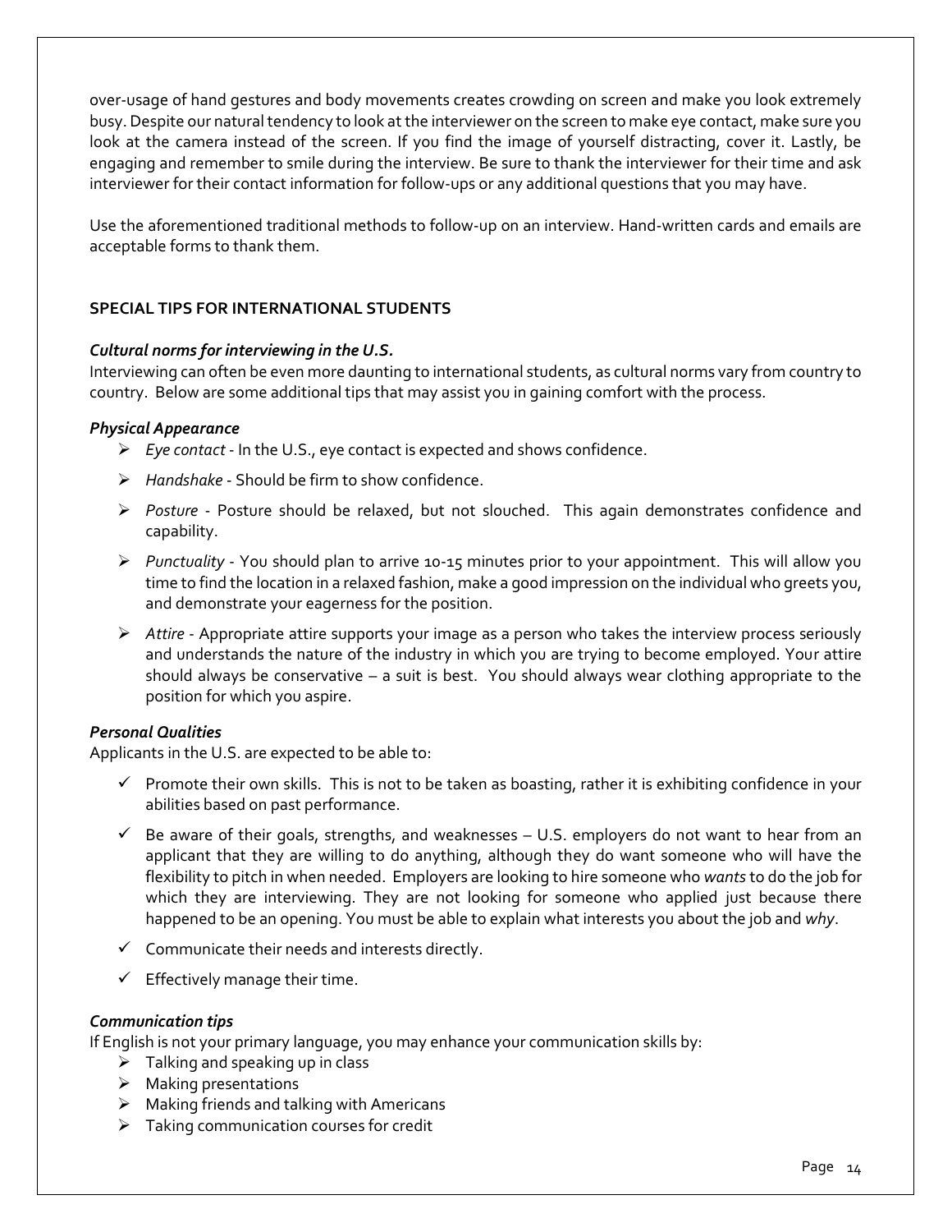over-usage of hand gestures and body movements creates crowding on screen and make you look extremely busy. Despite our natural tendency to look at the interviewer on the screen to make eye contact, make sure you look at the camera instead of the screen. If you find the image of yourself distracting, cover it. Lastly, be engaging and remember to smile during the interview. Be sure to thank the interviewer for their time and ask interviewer for their contact information for follow-ups or any additional questions that you may have.

Use the aforementioned traditional methods to follow-up on an interview. Hand-written cards and emails are acceptable forms to thank them.

## SPECIAL TIPS FOR INTERNATIONAL STUDENTS

### *Cultural norms for interviewing in the U.S.*

Interviewing can often be even more daunting to international students, as cultural norms vary from country to country. Below are some additional tips that may assist you in gaining comfort with the process.

### *Physical Appearance*

- *Eye contact* - In the U.S., eye contact is expected and shows confidence.
- *Handshake* - Should be firm to show confidence.
- *Posture* - Posture should be relaxed, but not slouched. This again demonstrates confidence and capability.
- *Punctuality* - You should plan to arrive 10-15 minutes prior to your appointment. This will allow you time to find the location in a relaxed fashion, make a good impression on the individual who greets you, and demonstrate your eagerness for the position.
- *Attire* - Appropriate attire supports your image as a person who takes the interview process seriously and understands the nature of the industry in which you are trying to become employed. Your attire should always be conservative – a suit is best. You should always wear clothing appropriate to the position for which you aspire.

### *Personal Qualities*

Applicants in the U.S. are expected to be able to:

- ✓ Promote their own skills. This is not to be taken as boasting, rather it is exhibiting confidence in your abilities based on past performance.
- ✓ Be aware of their goals, strengths, and weaknesses – U.S. employers do not want to hear from an applicant that they are willing to do anything, although they do want someone who will have the flexibility to pitch in when needed. Employers are looking to hire someone who *wants* to do the job for which they are interviewing. They are not looking for someone who applied just because there happened to be an opening. You must be able to explain what interests you about the job and *why*.
- ✓ Communicate their needs and interests directly.
- ✓ Effectively manage their time.

### *Communication tips*

If English is not your primary language, you may enhance your communication skills by:

- Talking and speaking up in class
- Making presentations
- Making friends and talking with Americans
- Taking communication courses for credit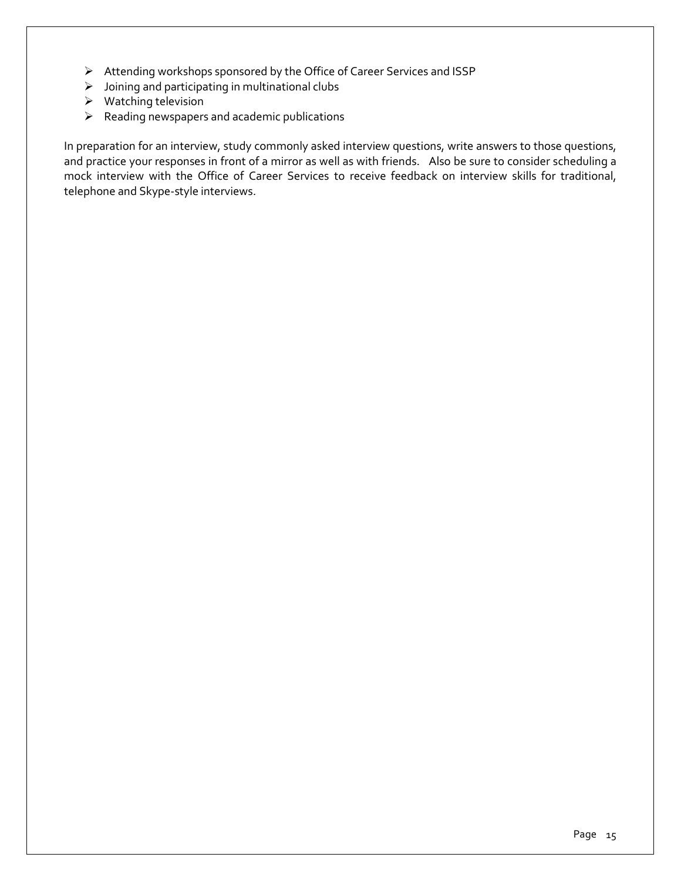- Attending workshops sponsored by the Office of Career Services and ISSP
- Joining and participating in multinational clubs
- Watching television
- Reading newspapers and academic publications

In preparation for an interview, study commonly asked interview questions, write answers to those questions, and practice your responses in front of a mirror as well as with friends. Also be sure to consider scheduling a mock interview with the Office of Career Services to receive feedback on interview skills for traditional, telephone and Skype-style interviews.